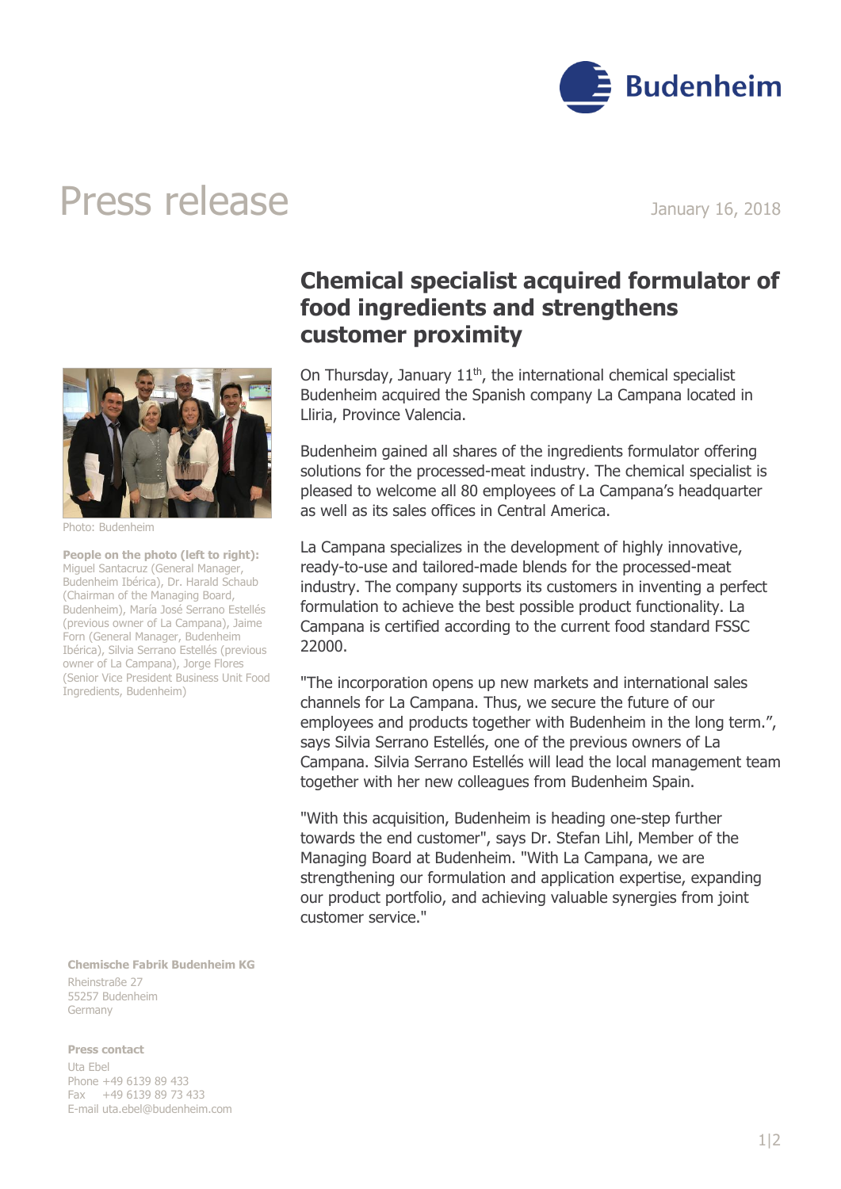# Press release

January 16, 2018

## Chemical specialist acquired formulator of food ingredients and strengthens customer proximity

Photo: Budenheim

**People on the photo (left to right):** Miguel Santacruz (General Manager, Budenheim Ibérica), Dr. Harald Schaub (Chairman of the Managing Board, Budenheim), María José Serrano Estellés (previous owner of La Campana), Jaime Forn (General Manager, Budenheim Ibérica), Silvia Serrano Estellés (previous owner of La Campana), Jorge Flores (Senior Vice President Business Unit Food Ingredients, Budenheim)

On Thursday, January 11th, the international chemical specialist Budenheim acquired the Spanish company La Campana located in Lliria, Province Valencia.

Budenheim gained all shares of the ingredients formulator offering solutions for the processed-meat industry. The chemical specialist is pleased to welcome all 80 employees of La Campana's headquarter as well as its sales offices in Central America.

La Campana specializes in the development of highly innovative, ready-to-use and tailored-made blends for the processed-meat industry. The company supports its customers in inventing a perfect formulation to achieve the best possible product functionality. La Campana is certified according to the current food standard FSSC 22000.

"The incorporation opens up new markets and international sales channels for La Campana. Thus, we secure the future of our employees and products together with Budenheim in the long term.", says Silvia Serrano Estellés, one of the previous owners of La Campana. Silvia Serrano Estellés will lead the local management team together with her new colleagues from Budenheim Spain.

"With this acquisition, Budenheim is heading one-step further towards the end customer", says Dr. Stefan Lihl, Member of the Managing Board at Budenheim. "With La Campana, we are strengthening our formulation and application expertise, expanding our product portfolio, and achieving valuable synergies from joint customer service."

**Chemische Fabrik Budenheim KG**
Rheinstraße 27
55257 Budenheim
Germany

**Press contact**
Uta Ebel
Phone +49 6139 89 433
Fax +49 6139 89 73 433
E-mail uta.ebel@budenheim.com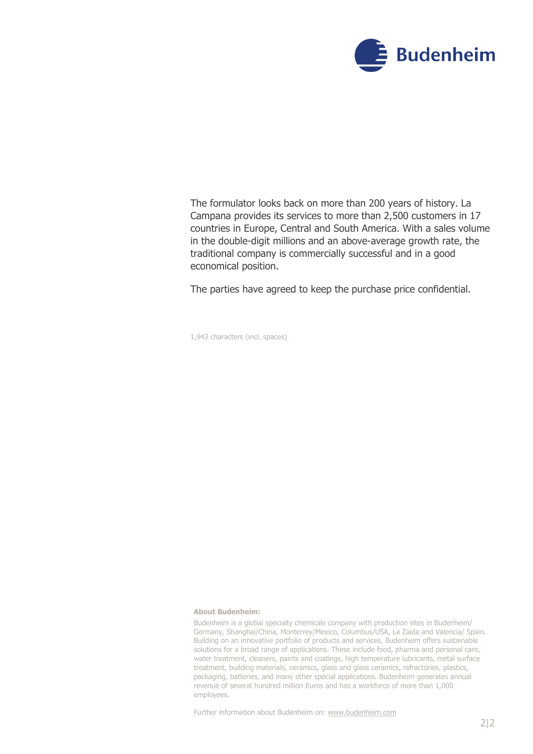The formulator looks back on more than 200 years of history. La Campana provides its services to more than 2,500 customers in 17 countries in Europe, Central and South America. With a sales volume in the double-digit millions and an above-average growth rate, the traditional company is commercially successful and in a good economical position.

The parties have agreed to keep the purchase price confidential.

1,943 characters (incl. spaces)

**About Budenheim:**

Budenheim is a global specialty chemicals company with production sites in Budenheim/ Germany, Shanghai/China, Monterrey/Mexico, Columbus/USA, La Zaida and Valencia/ Spain. Building on an innovative portfolio of products and services, Budenheim offers sustainable solutions for a broad range of applications. These include food, pharma and personal care, water treatment, cleaners, paints and coatings, high temperature lubricants, metal surface treatment, building materials, ceramics, glass and glass ceramics, refractories, plastics, packaging, batteries, and many other special applications. Budenheim generates annual revenue of several hundred million Euros and has a workforce of more than 1,000 employees.

Further information about Budenheim on: www.budenheim.com